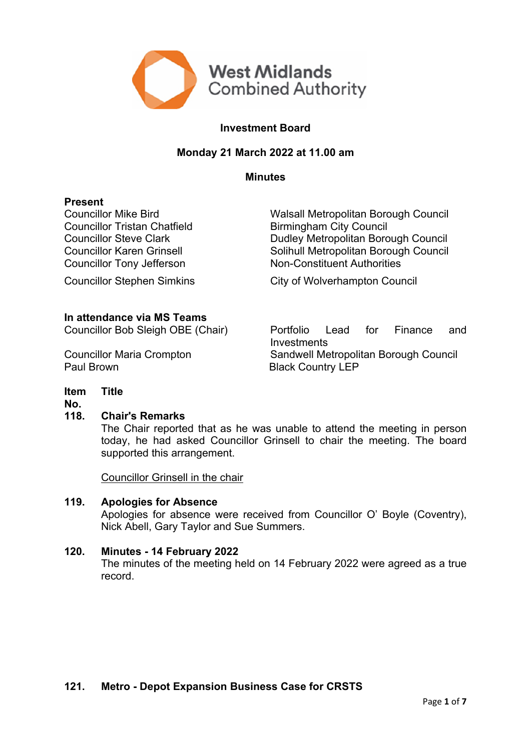West Midlands Combined Authority

# Investment Board

## Monday 21 March 2022 at 11.00 am

## Minutes

**Present**

| | |
|---|---|
| Councillor Mike Bird | Walsall Metropolitan Borough Council |
| Councillor Tristan Chatfield | Birmingham City Council |
| Councillor Steve Clark | Dudley Metropolitan Borough Council |
| Councillor Karen Grinsell | Solihull Metropolitan Borough Council |
| Councillor Tony Jefferson | Non-Constituent Authorities |
| Councillor Stephen Simkins | City of Wolverhampton Council |

**In attendance via MS Teams**

| | |
|---|---|
| Councillor Bob Sleigh OBE (Chair) | Portfolio Lead for Finance and Investments |
| Councillor Maria Crompton | Sandwell Metropolitan Borough Council |
| Paul Brown | Black Country LEP |

**Item No.** **Title**

**118. Chair's Remarks**

The Chair reported that as he was unable to attend the meeting in person today, he had asked Councillor Grinsell to chair the meeting. The board supported this arrangement.

Councillor Grinsell in the chair

**119. Apologies for Absence**

Apologies for absence were received from Councillor O' Boyle (Coventry), Nick Abell, Gary Taylor and Sue Summers.

**120. Minutes - 14 February 2022**

The minutes of the meeting held on 14 February 2022 were agreed as a true record.

**121. Metro - Depot Expansion Business Case for CRSTS**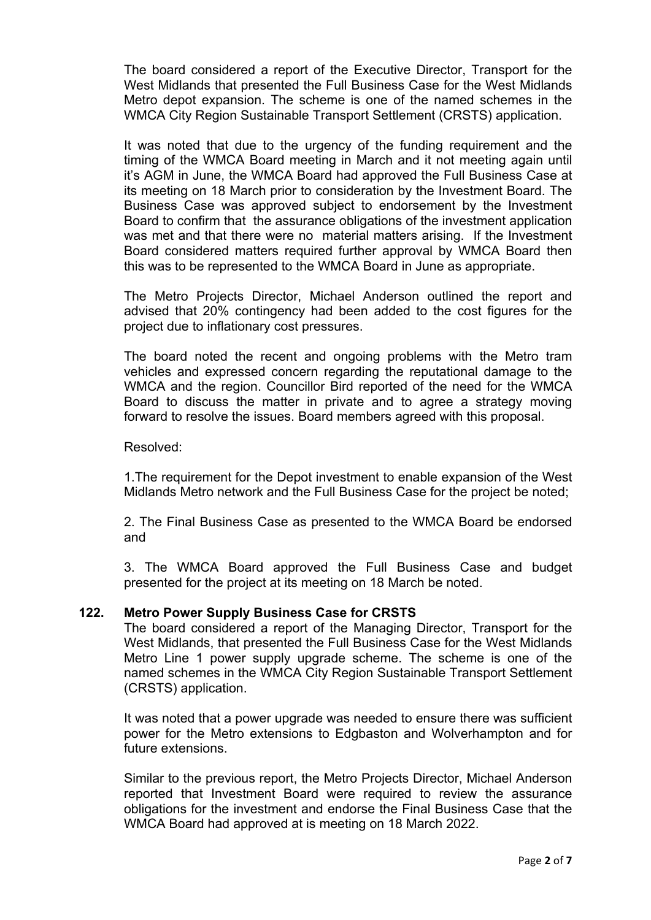The board considered a report of the Executive Director, Transport for the West Midlands that presented the Full Business Case for the West Midlands Metro depot expansion. The scheme is one of the named schemes in the WMCA City Region Sustainable Transport Settlement (CRSTS) application.

It was noted that due to the urgency of the funding requirement and the timing of the WMCA Board meeting in March and it not meeting again until it's AGM in June, the WMCA Board had approved the Full Business Case at its meeting on 18 March prior to consideration by the Investment Board. The Business Case was approved subject to endorsement by the Investment Board to confirm that the assurance obligations of the investment application was met and that there were no material matters arising. If the Investment Board considered matters required further approval by WMCA Board then this was to be represented to the WMCA Board in June as appropriate.

The Metro Projects Director, Michael Anderson outlined the report and advised that 20% contingency had been added to the cost figures for the project due to inflationary cost pressures.

The board noted the recent and ongoing problems with the Metro tram vehicles and expressed concern regarding the reputational damage to the WMCA and the region. Councillor Bird reported of the need for the WMCA Board to discuss the matter in private and to agree a strategy moving forward to resolve the issues. Board members agreed with this proposal.

Resolved:

1.The requirement for the Depot investment to enable expansion of the West Midlands Metro network and the Full Business Case for the project be noted;

2. The Final Business Case as presented to the WMCA Board be endorsed and

3. The WMCA Board approved the Full Business Case and budget presented for the project at its meeting on 18 March be noted.

## 122. Metro Power Supply Business Case for CRSTS

The board considered a report of the Managing Director, Transport for the West Midlands, that presented the Full Business Case for the West Midlands Metro Line 1 power supply upgrade scheme. The scheme is one of the named schemes in the WMCA City Region Sustainable Transport Settlement (CRSTS) application.

It was noted that a power upgrade was needed to ensure there was sufficient power for the Metro extensions to Edgbaston and Wolverhampton and for future extensions.

Similar to the previous report, the Metro Projects Director, Michael Anderson reported that Investment Board were required to review the assurance obligations for the investment and endorse the Final Business Case that the WMCA Board had approved at is meeting on 18 March 2022.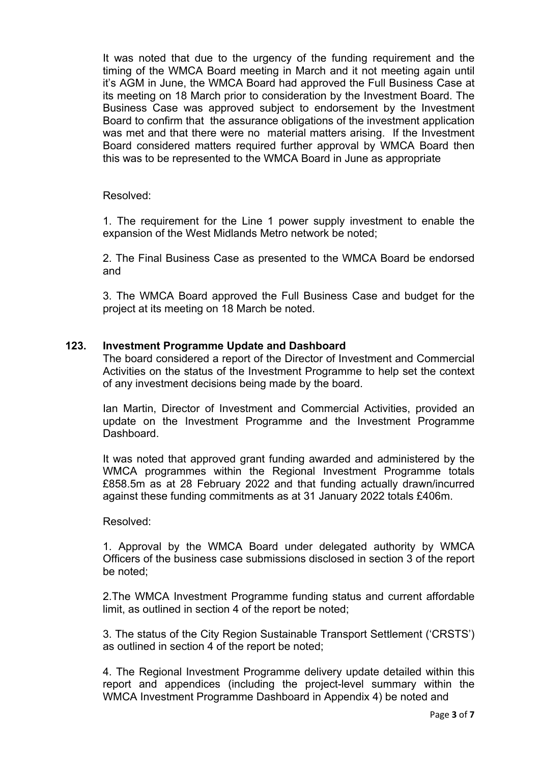It was noted that due to the urgency of the funding requirement and the timing of the WMCA Board meeting in March and it not meeting again until it's AGM in June, the WMCA Board had approved the Full Business Case at its meeting on 18 March prior to consideration by the Investment Board. The Business Case was approved subject to endorsement by the Investment Board to confirm that the assurance obligations of the investment application was met and that there were no material matters arising. If the Investment Board considered matters required further approval by WMCA Board then this was to be represented to the WMCA Board in June as appropriate

Resolved:

1. The requirement for the Line 1 power supply investment to enable the expansion of the West Midlands Metro network be noted;

2. The Final Business Case as presented to the WMCA Board be endorsed and

3. The WMCA Board approved the Full Business Case and budget for the project at its meeting on 18 March be noted.

## 123. Investment Programme Update and Dashboard

The board considered a report of the Director of Investment and Commercial Activities on the status of the Investment Programme to help set the context of any investment decisions being made by the board.

Ian Martin, Director of Investment and Commercial Activities, provided an update on the Investment Programme and the Investment Programme Dashboard.

It was noted that approved grant funding awarded and administered by the WMCA programmes within the Regional Investment Programme totals £858.5m as at 28 February 2022 and that funding actually drawn/incurred against these funding commitments as at 31 January 2022 totals £406m.

Resolved:

1. Approval by the WMCA Board under delegated authority by WMCA Officers of the business case submissions disclosed in section 3 of the report be noted;

2. The WMCA Investment Programme funding status and current affordable limit, as outlined in section 4 of the report be noted;

3. The status of the City Region Sustainable Transport Settlement ('CRSTS') as outlined in section 4 of the report be noted;

4. The Regional Investment Programme delivery update detailed within this report and appendices (including the project-level summary within the WMCA Investment Programme Dashboard in Appendix 4) be noted and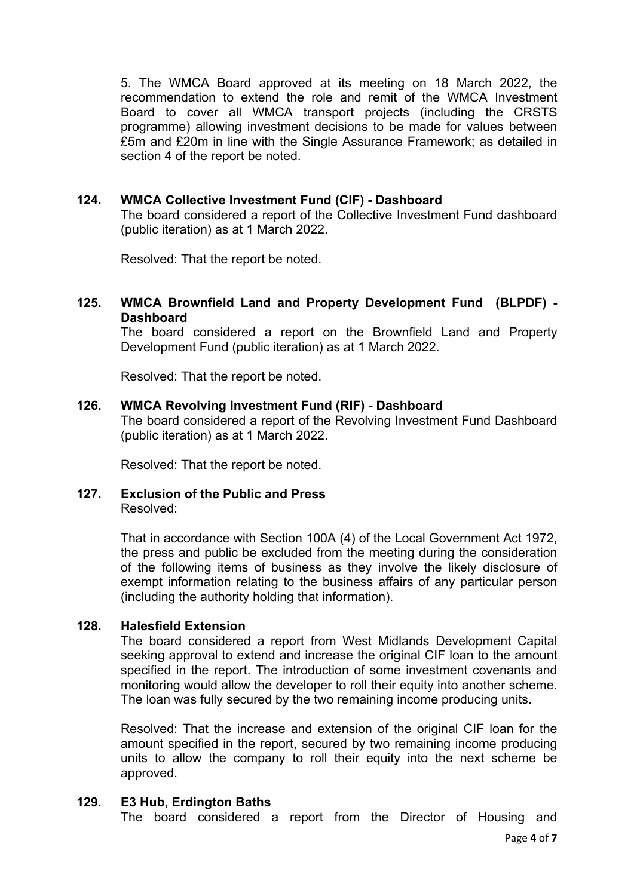5. The WMCA Board approved at its meeting on 18 March 2022, the recommendation to extend the role and remit of the WMCA Investment Board to cover all WMCA transport projects (including the CRSTS programme) allowing investment decisions to be made for values between £5m and £20m in line with the Single Assurance Framework; as detailed in section 4 of the report be noted.

### 124. WMCA Collective Investment Fund (CIF) - Dashboard

The board considered a report of the Collective Investment Fund dashboard (public iteration) as at 1 March 2022.

Resolved: That the report be noted.

### 125. WMCA Brownfield Land and Property Development Fund (BLPDF) - Dashboard

The board considered a report on the Brownfield Land and Property Development Fund (public iteration) as at 1 March 2022.

Resolved: That the report be noted.

### 126. WMCA Revolving Investment Fund (RIF) - Dashboard

The board considered a report of the Revolving Investment Fund Dashboard (public iteration) as at 1 March 2022.

Resolved: That the report be noted.

### 127. Exclusion of the Public and Press

Resolved:

That in accordance with Section 100A (4) of the Local Government Act 1972, the press and public be excluded from the meeting during the consideration of the following items of business as they involve the likely disclosure of exempt information relating to the business affairs of any particular person (including the authority holding that information).

### 128. Halesfield Extension

The board considered a report from West Midlands Development Capital seeking approval to extend and increase the original CIF loan to the amount specified in the report. The introduction of some investment covenants and monitoring would allow the developer to roll their equity into another scheme. The loan was fully secured by the two remaining income producing units.

Resolved: That the increase and extension of the original CIF loan for the amount specified in the report, secured by two remaining income producing units to allow the company to roll their equity into the next scheme be approved.

### 129. E3 Hub, Erdington Baths

The board considered a report from the Director of Housing and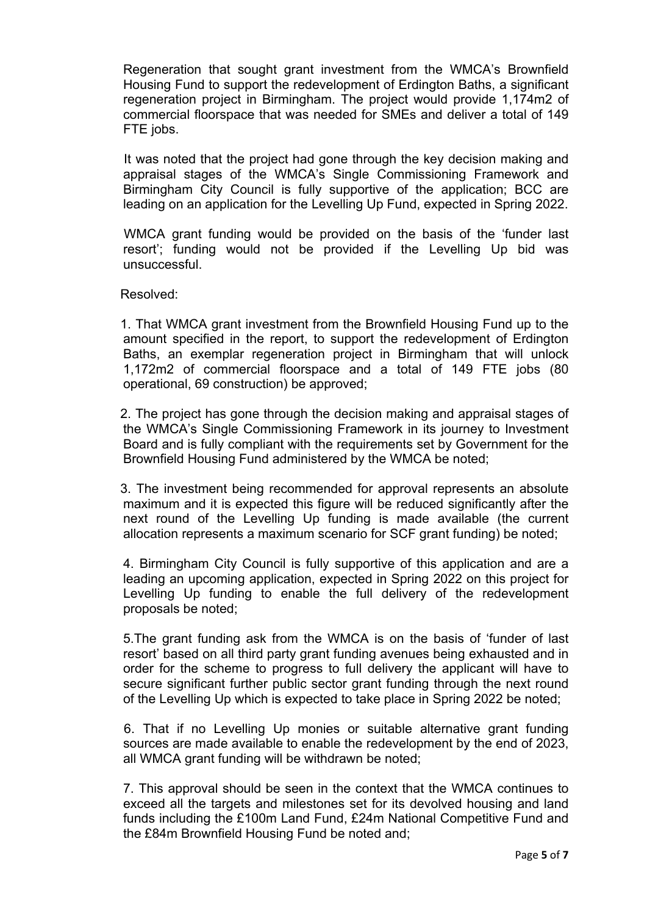Regeneration that sought grant investment from the WMCA's Brownfield Housing Fund to support the redevelopment of Erdington Baths, a significant regeneration project in Birmingham. The project would provide 1,174m2 of commercial floorspace that was needed for SMEs and deliver a total of 149 FTE jobs.

It was noted that the project had gone through the key decision making and appraisal stages of the WMCA's Single Commissioning Framework and Birmingham City Council is fully supportive of the application; BCC are leading on an application for the Levelling Up Fund, expected in Spring 2022.

WMCA grant funding would be provided on the basis of the 'funder last resort'; funding would not be provided if the Levelling Up bid was unsuccessful.

Resolved:

1. That WMCA grant investment from the Brownfield Housing Fund up to the amount specified in the report, to support the redevelopment of Erdington Baths, an exemplar regeneration project in Birmingham that will unlock 1,172m2 of commercial floorspace and a total of 149 FTE jobs (80 operational, 69 construction) be approved;

2. The project has gone through the decision making and appraisal stages of the WMCA's Single Commissioning Framework in its journey to Investment Board and is fully compliant with the requirements set by Government for the Brownfield Housing Fund administered by the WMCA be noted;

3. The investment being recommended for approval represents an absolute maximum and it is expected this figure will be reduced significantly after the next round of the Levelling Up funding is made available (the current allocation represents a maximum scenario for SCF grant funding) be noted;

4. Birmingham City Council is fully supportive of this application and are a leading an upcoming application, expected in Spring 2022 on this project for Levelling Up funding to enable the full delivery of the redevelopment proposals be noted;

5.The grant funding ask from the WMCA is on the basis of 'funder of last resort' based on all third party grant funding avenues being exhausted and in order for the scheme to progress to full delivery the applicant will have to secure significant further public sector grant funding through the next round of the Levelling Up which is expected to take place in Spring 2022 be noted;

6. That if no Levelling Up monies or suitable alternative grant funding sources are made available to enable the redevelopment by the end of 2023, all WMCA grant funding will be withdrawn be noted;

7. This approval should be seen in the context that the WMCA continues to exceed all the targets and milestones set for its devolved housing and land funds including the £100m Land Fund, £24m National Competitive Fund and the £84m Brownfield Housing Fund be noted and;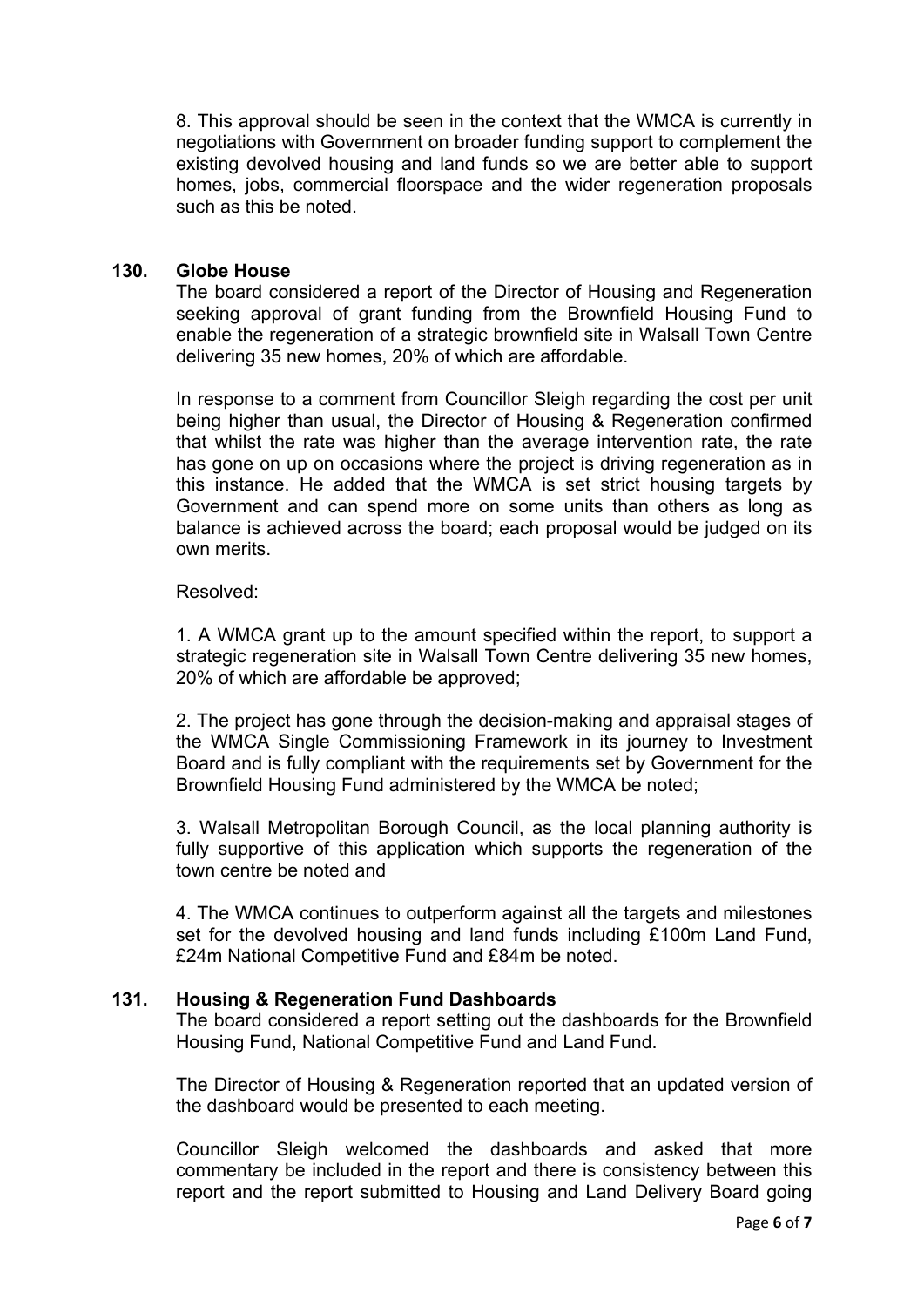8. This approval should be seen in the context that the WMCA is currently in negotiations with Government on broader funding support to complement the existing devolved housing and land funds so we are better able to support homes, jobs, commercial floorspace and the wider regeneration proposals such as this be noted.

## 130. Globe House

The board considered a report of the Director of Housing and Regeneration seeking approval of grant funding from the Brownfield Housing Fund to enable the regeneration of a strategic brownfield site in Walsall Town Centre delivering 35 new homes, 20% of which are affordable.

In response to a comment from Councillor Sleigh regarding the cost per unit being higher than usual, the Director of Housing & Regeneration confirmed that whilst the rate was higher than the average intervention rate, the rate has gone on up on occasions where the project is driving regeneration as in this instance. He added that the WMCA is set strict housing targets by Government and can spend more on some units than others as long as balance is achieved across the board; each proposal would be judged on its own merits.

Resolved:

1. A WMCA grant up to the amount specified within the report, to support a strategic regeneration site in Walsall Town Centre delivering 35 new homes, 20% of which are affordable be approved;

2. The project has gone through the decision-making and appraisal stages of the WMCA Single Commissioning Framework in its journey to Investment Board and is fully compliant with the requirements set by Government for the Brownfield Housing Fund administered by the WMCA be noted;

3. Walsall Metropolitan Borough Council, as the local planning authority is fully supportive of this application which supports the regeneration of the town centre be noted and

4. The WMCA continues to outperform against all the targets and milestones set for the devolved housing and land funds including £100m Land Fund, £24m National Competitive Fund and £84m be noted.

## 131. Housing & Regeneration Fund Dashboards

The board considered a report setting out the dashboards for the Brownfield Housing Fund, National Competitive Fund and Land Fund.

The Director of Housing & Regeneration reported that an updated version of the dashboard would be presented to each meeting.

Councillor Sleigh welcomed the dashboards and asked that more commentary be included in the report and there is consistency between this report and the report submitted to Housing and Land Delivery Board going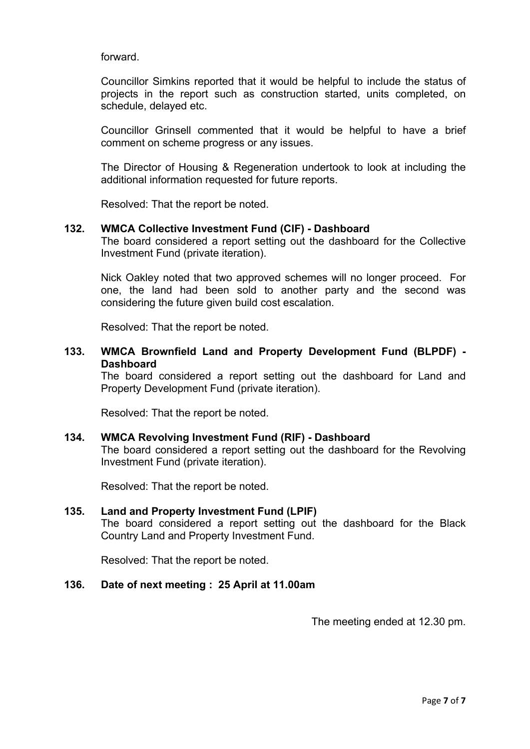forward.

Councillor Simkins reported that it would be helpful to include the status of projects in the report such as construction started, units completed, on schedule, delayed etc.

Councillor Grinsell commented that it would be helpful to have a brief comment on scheme progress or any issues.

The Director of Housing & Regeneration undertook to look at including the additional information requested for future reports.

Resolved: That the report be noted.

**132. WMCA Collective Investment Fund (CIF) - Dashboard**

The board considered a report setting out the dashboard for the Collective Investment Fund (private iteration).

Nick Oakley noted that two approved schemes will no longer proceed. For one, the land had been sold to another party and the second was considering the future given build cost escalation.

Resolved: That the report be noted.

**133. WMCA Brownfield Land and Property Development Fund (BLPDF) - Dashboard**

The board considered a report setting out the dashboard for Land and Property Development Fund (private iteration).

Resolved: That the report be noted.

**134. WMCA Revolving Investment Fund (RIF) - Dashboard**

The board considered a report setting out the dashboard for the Revolving Investment Fund (private iteration).

Resolved: That the report be noted.

**135. Land and Property Investment Fund (LPIF)**

The board considered a report setting out the dashboard for the Black Country Land and Property Investment Fund.

Resolved: That the report be noted.

**136. Date of next meeting : 25 April at 11.00am**

The meeting ended at 12.30 pm.